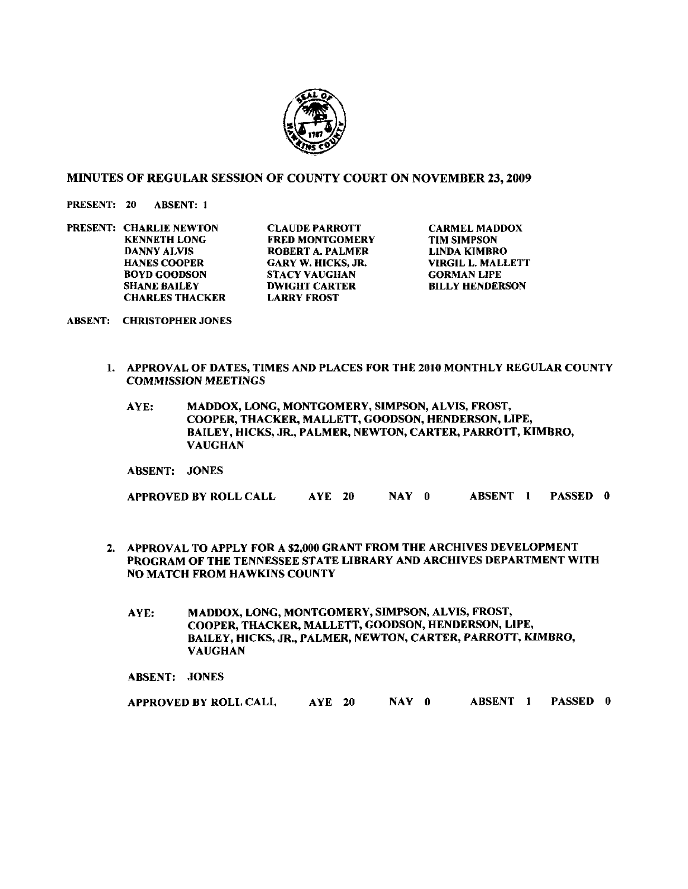## MINUTES OF REGULAR SESSION OF COUNTY COURT ON NOVEMBER 23, 2009

**PRESENT: 20 ABSENT: 1**

**PRESENT:**

| | | |
|---|---|---|
| CHARLIE NEWTON | CLAUDE PARROTT | CARMEL MADDOX |
| KENNETH LONG | FRED MONTGOMERY | TIM SIMPSON |
| DANNY ALVIS | ROBERT A. PALMER | LINDA KIMBRO |
| HANES COOPER | GARY W. HICKS, JR. | VIRGIL L. MALLETT |
| BOYD GOODSON | STACY VAUGHAN | GORMAN LIPE |
| SHANE BAILEY | DWIGHT CARTER | BILLY HENDERSON |
| CHARLES THACKER | LARRY FROST | |

**ABSENT:** CHRISTOPHER JONES

1. **APPROVAL OF DATES, TIMES AND PLACES FOR THE 2010 MONTHLY REGULAR COUNTY COMMISSION MEETINGS**

   **AYE:** MADDOX, LONG, MONTGOMERY, SIMPSON, ALVIS, FROST, COOPER, THACKER, MALLETT, GOODSON, HENDERSON, LIPE, BAILEY, HICKS, JR., PALMER, NEWTON, CARTER, PARROTT, KIMBRO, VAUGHAN

   **ABSENT:** JONES

   **APPROVED BY ROLL CALL AYE 20 NAY 0 ABSENT 1 PASSED 0**

2. **APPROVAL TO APPLY FOR A $2,000 GRANT FROM THE ARCHIVES DEVELOPMENT PROGRAM OF THE TENNESSEE STATE LIBRARY AND ARCHIVES DEPARTMENT WITH NO MATCH FROM HAWKINS COUNTY**

   **AYE:** MADDOX, LONG, MONTGOMERY, SIMPSON, ALVIS, FROST, COOPER, THACKER, MALLETT, GOODSON, HENDERSON, LIPE, BAILEY, HICKS, JR., PALMER, NEWTON, CARTER, PARROTT, KIMBRO, VAUGHAN

   **ABSENT:** JONES

   **APPROVED BY ROLL CALL AYE 20 NAY 0 ABSENT 1 PASSED 0**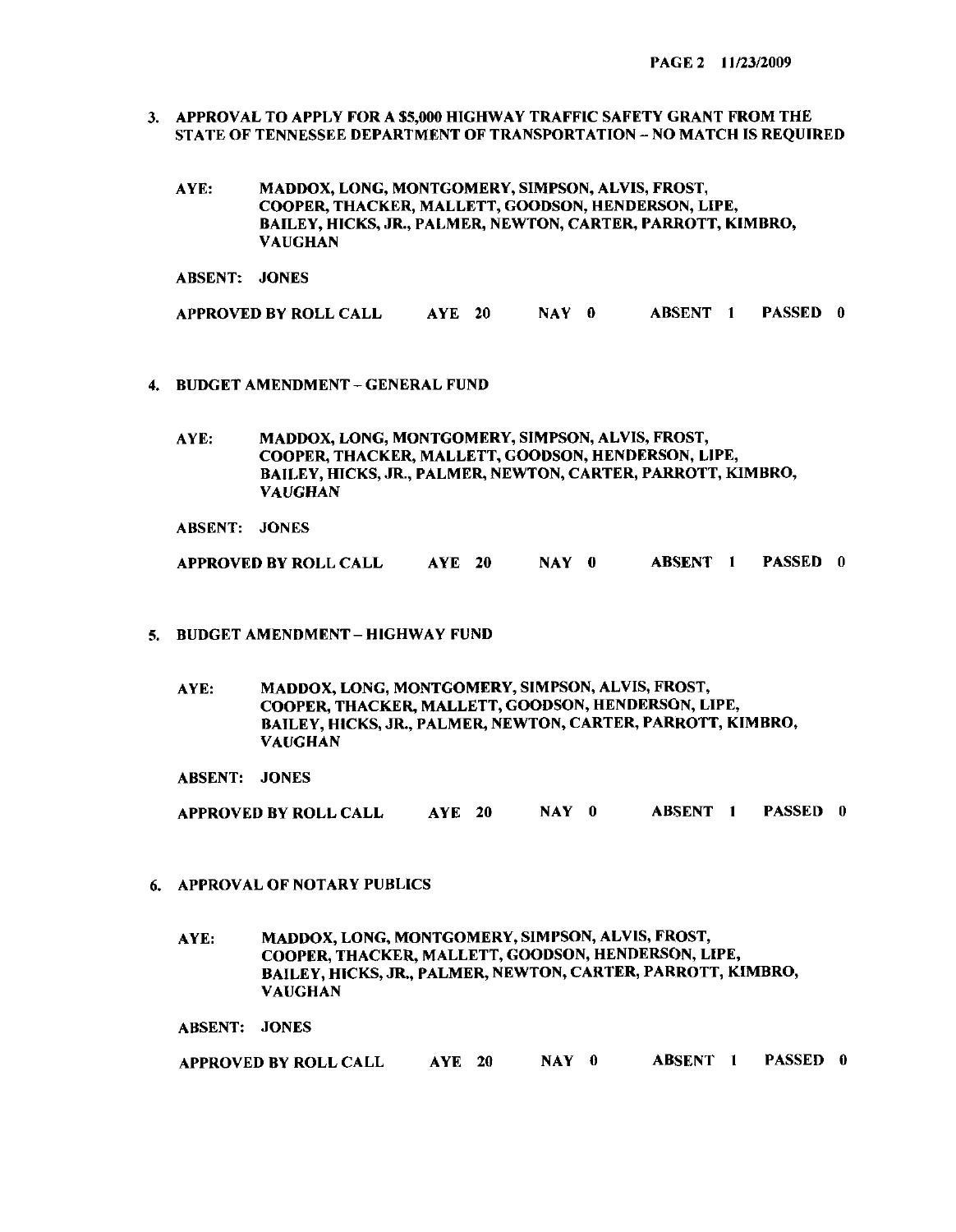3. APPROVAL TO APPLY FOR A $5,000 HIGHWAY TRAFFIC SAFETY GRANT FROM THE STATE OF TENNESSEE DEPARTMENT OF TRANSPORTATION – NO MATCH IS REQUIRED

AYE: MADDOX, LONG, MONTGOMERY, SIMPSON, ALVIS, FROST, COOPER, THACKER, MALLETT, GOODSON, HENDERSON, LIPE, BAILEY, HICKS, JR., PALMER, NEWTON, CARTER, PARROTT, KIMBRO, VAUGHAN

ABSENT: JONES

APPROVED BY ROLL CALL AYE 20 NAY 0 ABSENT 1 PASSED 0

4. BUDGET AMENDMENT – GENERAL FUND

AYE: MADDOX, LONG, MONTGOMERY, SIMPSON, ALVIS, FROST, COOPER, THACKER, MALLETT, GOODSON, HENDERSON, LIPE, BAILEY, HICKS, JR., PALMER, NEWTON, CARTER, PARROTT, KIMBRO, VAUGHAN

ABSENT: JONES

APPROVED BY ROLL CALL AYE 20 NAY 0 ABSENT 1 PASSED 0

5. BUDGET AMENDMENT – HIGHWAY FUND

AYE: MADDOX, LONG, MONTGOMERY, SIMPSON, ALVIS, FROST, COOPER, THACKER, MALLETT, GOODSON, HENDERSON, LIPE, BAILEY, HICKS, JR., PALMER, NEWTON, CARTER, PARROTT, KIMBRO, VAUGHAN

ABSENT: JONES

APPROVED BY ROLL CALL AYE 20 NAY 0 ABSENT 1 PASSED 0

6. APPROVAL OF NOTARY PUBLICS

AYE: MADDOX, LONG, MONTGOMERY, SIMPSON, ALVIS, FROST, COOPER, THACKER, MALLETT, GOODSON, HENDERSON, LIPE, BAILEY, HICKS, JR., PALMER, NEWTON, CARTER, PARROTT, KIMBRO, VAUGHAN

ABSENT: JONES

APPROVED BY ROLL CALL AYE 20 NAY 0 ABSENT 1 PASSED 0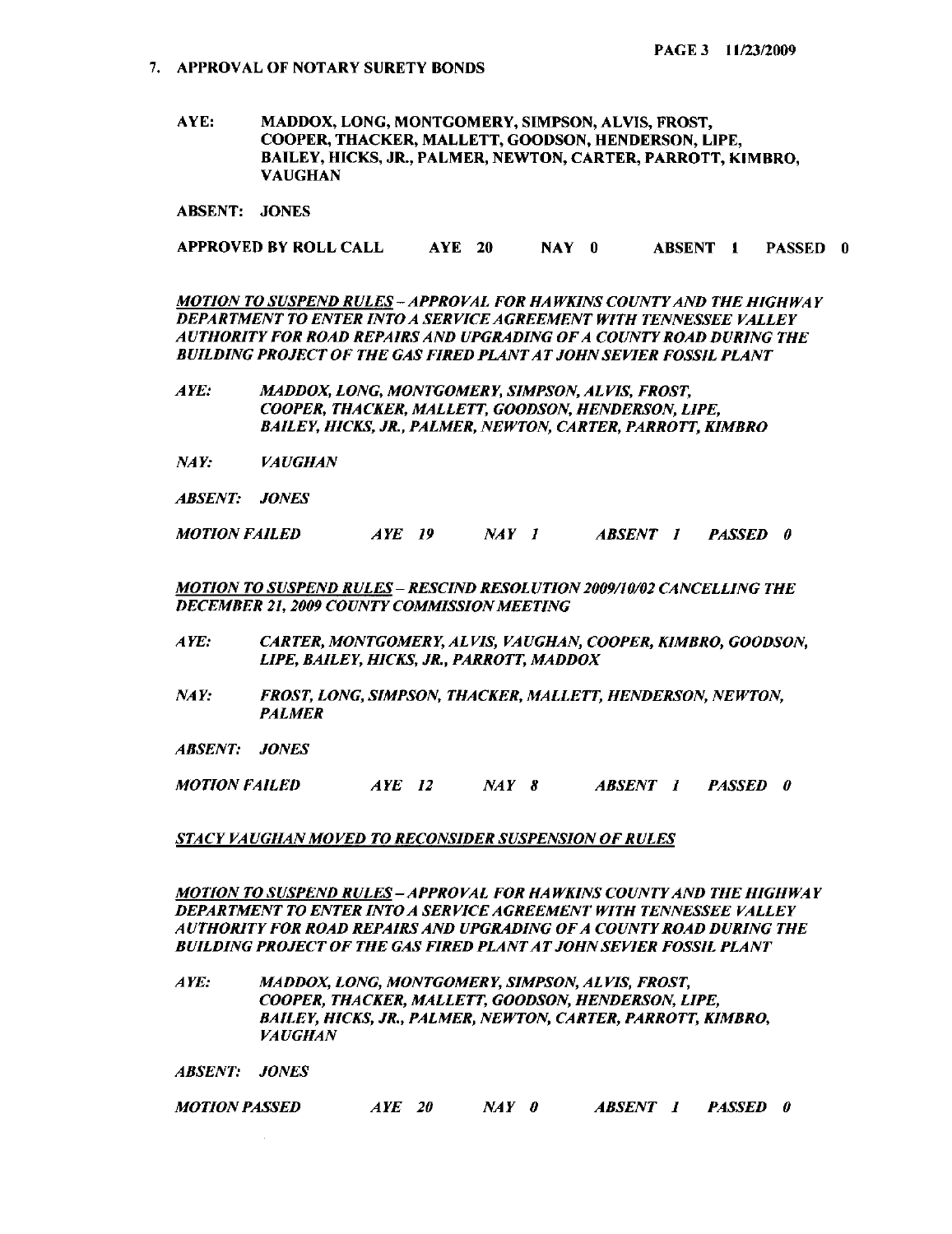## 7. APPROVAL OF NOTARY SURETY BONDS

**AYE:** MADDOX, LONG, MONTGOMERY, SIMPSON, ALVIS, FROST, COOPER, THACKER, MALLETT, GOODSON, HENDERSON, LIPE, BAILEY, HICKS, JR., PALMER, NEWTON, CARTER, PARROTT, KIMBRO, VAUGHAN

**ABSENT:** JONES

**APPROVED BY ROLL CALL AYE 20 NAY 0 ABSENT 1 PASSED 0**

***MOTION TO SUSPEND RULES – APPROVAL FOR HAWKINS COUNTY AND THE HIGHWAY DEPARTMENT TO ENTER INTO A SERVICE AGREEMENT WITH TENNESSEE VALLEY AUTHORITY FOR ROAD REPAIRS AND UPGRADING OF A COUNTY ROAD DURING THE BUILDING PROJECT OF THE GAS FIRED PLANT AT JOHN SEVIER FOSSIL PLANT***

***AYE:*** *MADDOX, LONG, MONTGOMERY, SIMPSON, ALVIS, FROST, COOPER, THACKER, MALLETT, GOODSON, HENDERSON, LIPE, BAILEY, HICKS, JR., PALMER, NEWTON, CARTER, PARROTT, KIMBRO*

***NAY:*** *VAUGHAN*

***ABSENT:*** *JONES*

***MOTION FAILED AYE 19 NAY 1 ABSENT 1 PASSED 0***

***MOTION TO SUSPEND RULES – RESCIND RESOLUTION 2009/10/02 CANCELLING THE DECEMBER 21, 2009 COUNTY COMMISSION MEETING***

***AYE:*** *CARTER, MONTGOMERY, ALVIS, VAUGHAN, COOPER, KIMBRO, GOODSON, LIPE, BAILEY, HICKS, JR., PARROTT, MADDOX*

***NAY:*** *FROST, LONG, SIMPSON, THACKER, MALLETT, HENDERSON, NEWTON, PALMER*

***ABSENT:*** *JONES*

***MOTION FAILED AYE 12 NAY 8 ABSENT 1 PASSED 0***

***STACY VAUGHAN MOVED TO RECONSIDER SUSPENSION OF RULES***

***MOTION TO SUSPEND RULES – APPROVAL FOR HAWKINS COUNTY AND THE HIGHWAY DEPARTMENT TO ENTER INTO A SERVICE AGREEMENT WITH TENNESSEE VALLEY AUTHORITY FOR ROAD REPAIRS AND UPGRADING OF A COUNTY ROAD DURING THE BUILDING PROJECT OF THE GAS FIRED PLANT AT JOHN SEVIER FOSSIL PLANT***

***AYE:*** *MADDOX, LONG, MONTGOMERY, SIMPSON, ALVIS, FROST, COOPER, THACKER, MALLETT, GOODSON, HENDERSON, LIPE, BAILEY, HICKS, JR., PALMER, NEWTON, CARTER, PARROTT, KIMBRO, VAUGHAN*

***ABSENT:*** *JONES*

***MOTION PASSED AYE 20 NAY 0 ABSENT 1 PASSED 0***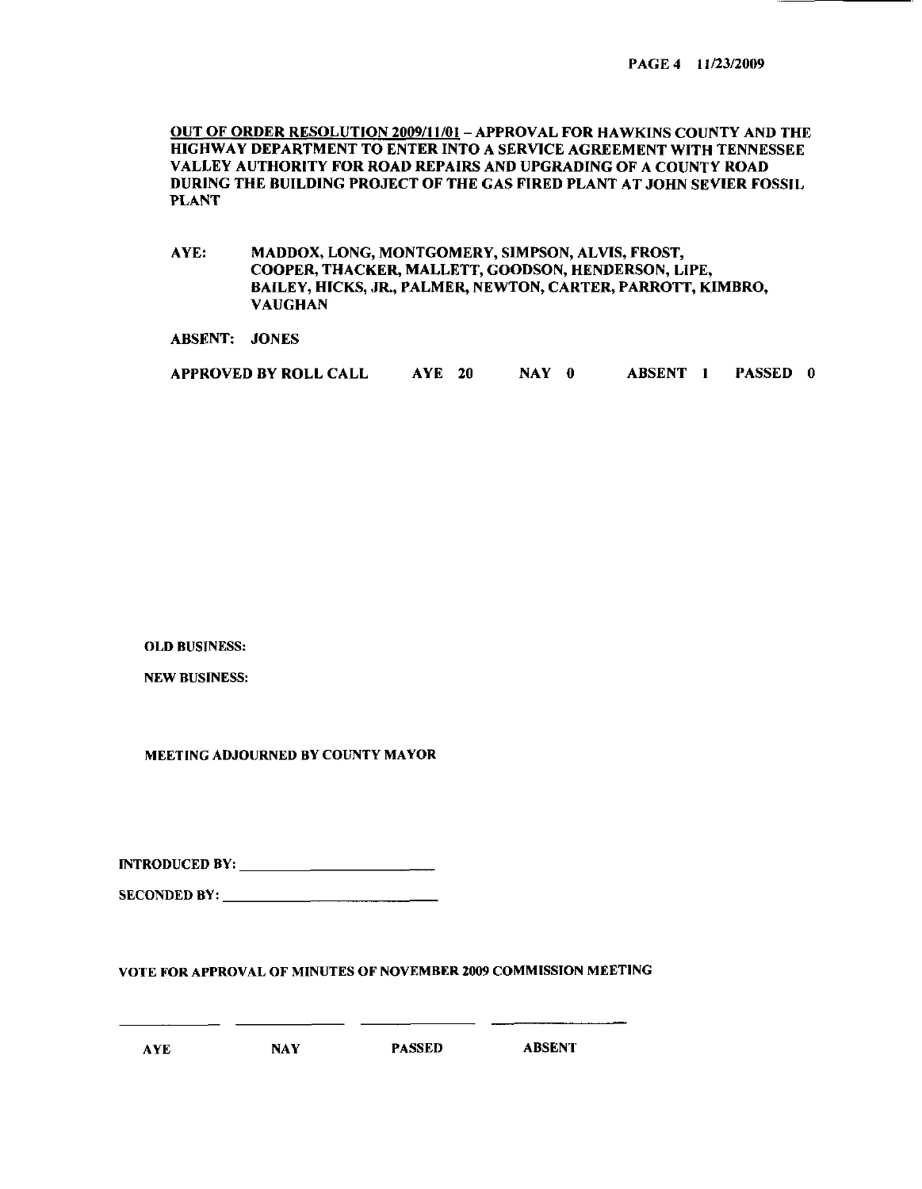**OUT OF ORDER RESOLUTION 2009/11/01 – APPROVAL FOR HAWKINS COUNTY AND THE HIGHWAY DEPARTMENT TO ENTER INTO A SERVICE AGREEMENT WITH TENNESSEE VALLEY AUTHORITY FOR ROAD REPAIRS AND UPGRADING OF A COUNTY ROAD DURING THE BUILDING PROJECT OF THE GAS FIRED PLANT AT JOHN SEVIER FOSSIL PLANT**

**AYE:** MADDOX, LONG, MONTGOMERY, SIMPSON, ALVIS, FROST, COOPER, THACKER, MALLETT, GOODSON, HENDERSON, LIPE, BAILEY, HICKS, JR., PALMER, NEWTON, CARTER, PARROTT, KIMBRO, VAUGHAN

**ABSENT:** JONES

**APPROVED BY ROLL CALL** AYE 20 NAY 0 ABSENT 1 PASSED 0

**OLD BUSINESS:**

**NEW BUSINESS:**

**MEETING ADJOURNED BY COUNTY MAYOR**

**INTRODUCED BY:** ____________________

**SECONDED BY:** ____________________

**VOTE FOR APPROVAL OF MINUTES OF NOVEMBER 2009 COMMISSION MEETING**

| AYE | NAY | PASSED | ABSENT |
|---|---|---|---|
| | | | |